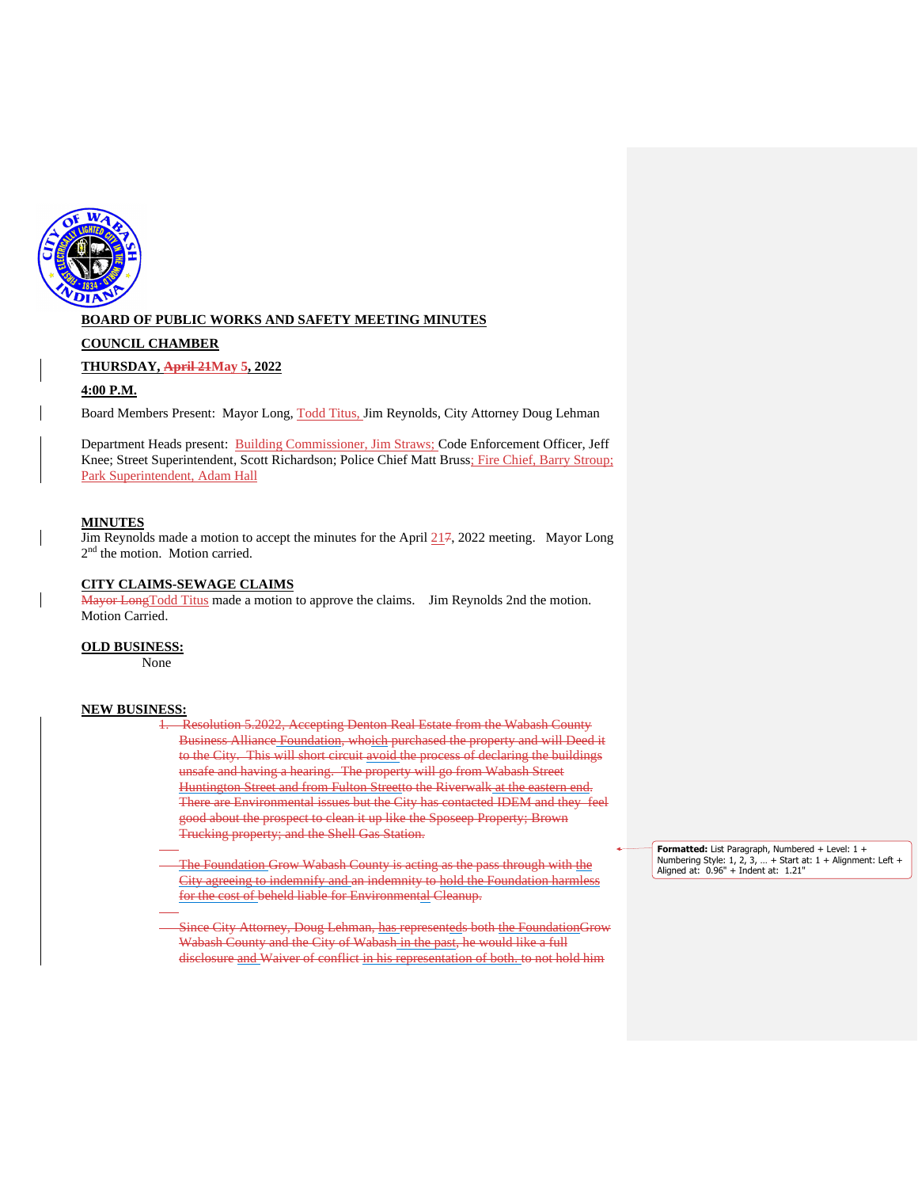**BOARD OF PUBLIC WORKS AND SAFETY MEETING MINUTES**

**COUNCIL CHAMBER**

**THURSDAY, ~~April 21~~May 5, 2022**

**4:00 P.M.**

Board Members Present: Mayor Long, Todd Titus, Jim Reynolds, City Attorney Doug Lehman

Department Heads present: Building Commissioner, Jim Straws; Code Enforcement Officer, Jeff Knee; Street Superintendent, Scott Richardson; Police Chief Matt Bruss; Fire Chief, Barry Stroup; Park Superintendent, Adam Hall

**MINUTES**

Jim Reynolds made a motion to accept the minutes for the April 21~~7~~, 2022 meeting. Mayor Long 2nd the motion. Motion carried.

**CITY CLAIMS-SEWAGE CLAIMS**

~~Mayor Long~~Todd Titus made a motion to approve the claims. Jim Reynolds 2nd the motion. Motion Carried.

**OLD BUSINESS:**

None

**NEW BUSINESS:**

1. ~~Resolution 5.2022, Accepting Denton Real Estate from the Wabash County Business Alliance Foundation, whoich purchased the property and will Deed it to the City. This will short circuit avoid the process of declaring the buildings unsafe and having a hearing. The property will go from Wabash Street Huntington Street and from Fulton Streetto the Riverwalk at the eastern end. There are Environmental issues but the City has contacted IDEM and they feel good about the prospect to clean it up like the Sposeep Property; Brown Trucking property; and the Shell Gas Station.~~

   ~~The Foundation Grow Wabash County is acting as the pass through with the City agreeing to indemnify and an indemnity to hold the Foundation harmless for the cost of beheld liable for Environmental Cleanup.~~

   ~~Since City Attorney, Doug Lehman, has representeds both the FoundationGrow Wabash County and the City of Wabash in the past, he would like a full disclosure and Waiver of conflict in his representation of both. to not hold him~~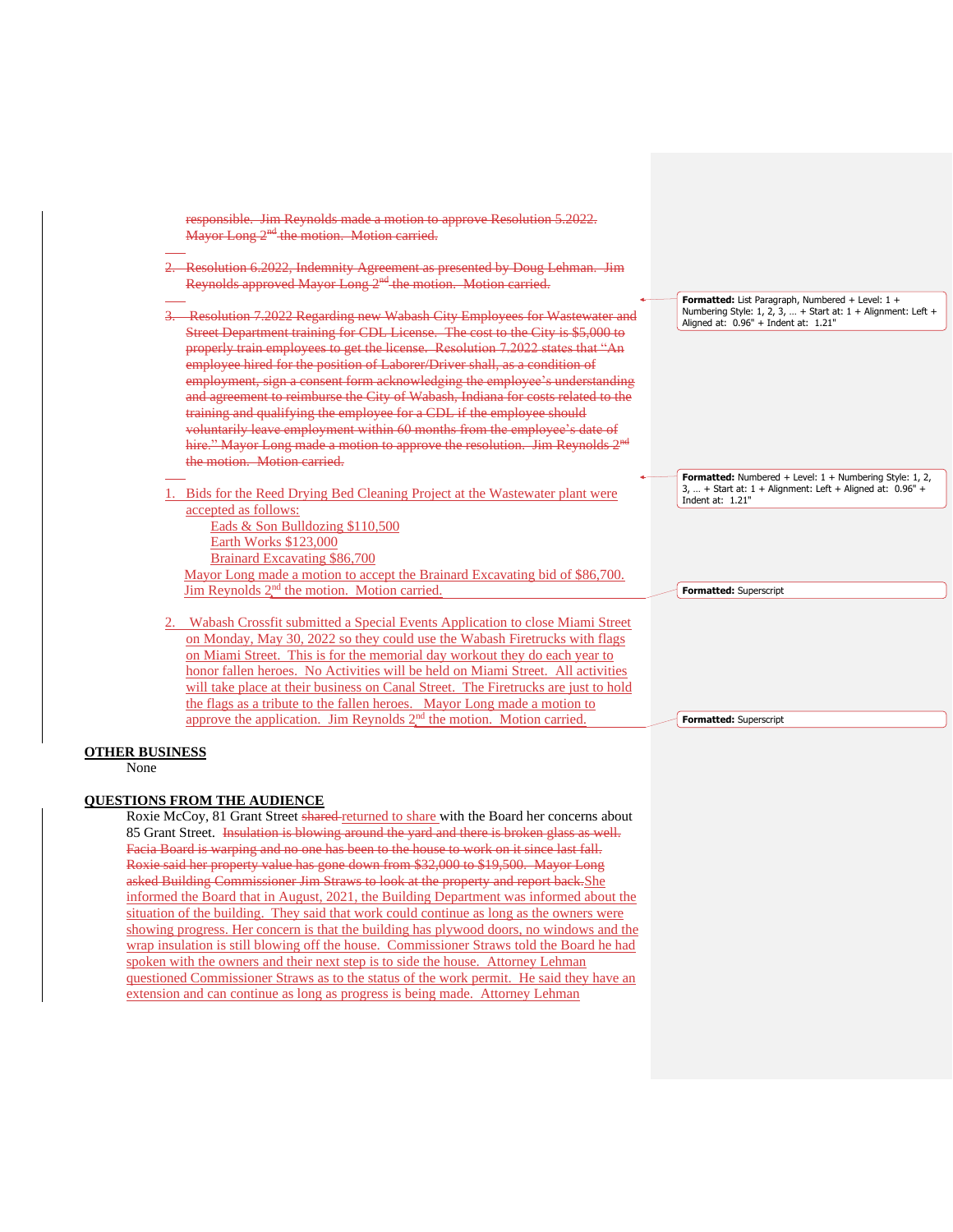responsible. Jim Reynolds made a motion to approve Resolution 5.2022. Mayor Long 2nd the motion. Motion carried.

2. Resolution 6.2022, Indemnity Agreement as presented by Doug Lehman. Jim Reynolds approved Mayor Long 2nd the motion. Motion carried.

3. Resolution 7.2022 Regarding new Wabash City Employees for Wastewater and Street Department training for CDL License. The cost to the City is $5,000 to properly train employees to get the license. Resolution 7.2022 states that "An employee hired for the position of Laborer/Driver shall, as a condition of employment, sign a consent form acknowledging the employee's understanding and agreement to reimburse the City of Wabash, Indiana for costs related to the training and qualifying the employee for a CDL if the employee should voluntarily leave employment within 60 months from the employee's date of hire." Mayor Long made a motion to approve the resolution. Jim Reynolds 2nd the motion. Motion carried.

Formatted: List Paragraph, Numbered + Level: 1 + Numbering Style: 1, 2, 3, … + Start at: 1 + Alignment: Left + Aligned at: 0.96" + Indent at: 1.21"

1. Bids for the Reed Drying Bed Cleaning Project at the Wastewater plant were accepted as follows:
   - Eads & Son Bulldozing $110,500
   - Earth Works $123,000
   - Brainard Excavating $86,700

   Mayor Long made a motion to accept the Brainard Excavating bid of $86,700. Jim Reynolds 2nd the motion. Motion carried.

Formatted: Numbered + Level: 1 + Numbering Style: 1, 2, 3, … + Start at: 1 + Alignment: Left + Aligned at: 0.96" + Indent at: 1.21"

Formatted: Superscript

2. Wabash Crossfit submitted a Special Events Application to close Miami Street on Monday, May 30, 2022 so they could use the Wabash Firetrucks with flags on Miami Street. This is for the memorial day workout they do each year to honor fallen heroes. No Activities will be held on Miami Street. All activities will take place at their business on Canal Street. The Firetrucks are just to hold the flags as a tribute to the fallen heroes. Mayor Long made a motion to approve the application. Jim Reynolds 2nd the motion. Motion carried.

Formatted: Superscript

**OTHER BUSINESS**

None

**QUESTIONS FROM THE AUDIENCE**

Roxie McCoy, 81 Grant Street ~~shared~~ returned to share with the Board her concerns about 85 Grant Street. ~~Insulation is blowing around the yard and there is broken glass as well. Facia Board is warping and no one has been to the house to work on it since last fall. Roxie said her property value has gone down from $32,000 to $19,500. Mayor Long asked Building Commissioner Jim Straws to look at the property and report back.~~ She informed the Board that in August, 2021, the Building Department was informed about the situation of the building. They said that work could continue as long as the owners were showing progress. Her concern is that the building has plywood doors, no windows and the wrap insulation is still blowing off the house. Commissioner Straws told the Board he had spoken with the owners and their next step is to side the house. Attorney Lehman questioned Commissioner Straws as to the status of the work permit. He said they have an extension and can continue as long as progress is being made. Attorney Lehman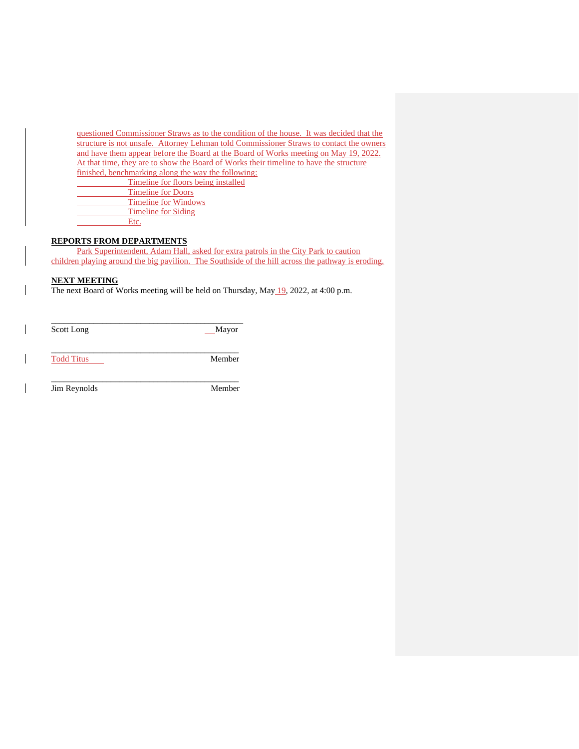questioned Commissioner Straws as to the condition of the house. It was decided that the structure is not unsafe. Attorney Lehman told Commissioner Straws to contact the owners and have them appear before the Board at the Board of Works meeting on May 19, 2022. At that time, they are to show the Board of Works their timeline to have the structure finished, benchmarking along the way the following:

- Timeline for floors being installed
- Timeline for Doors
- Timeline for Windows
- Timeline for Siding
- Etc.

**REPORTS FROM DEPARTMENTS**

Park Superintendent, Adam Hall, asked for extra patrols in the City Park to caution children playing around the big pavilion. The Southside of the hill across the pathway is eroding.

**NEXT MEETING**

The next Board of Works meeting will be held on Thursday, May 19, 2022, at 4:00 p.m.

_____________________________________________
Scott Long Mayor

_____________________________________________
Todd Titus Member

_____________________________________________
Jim Reynolds Member